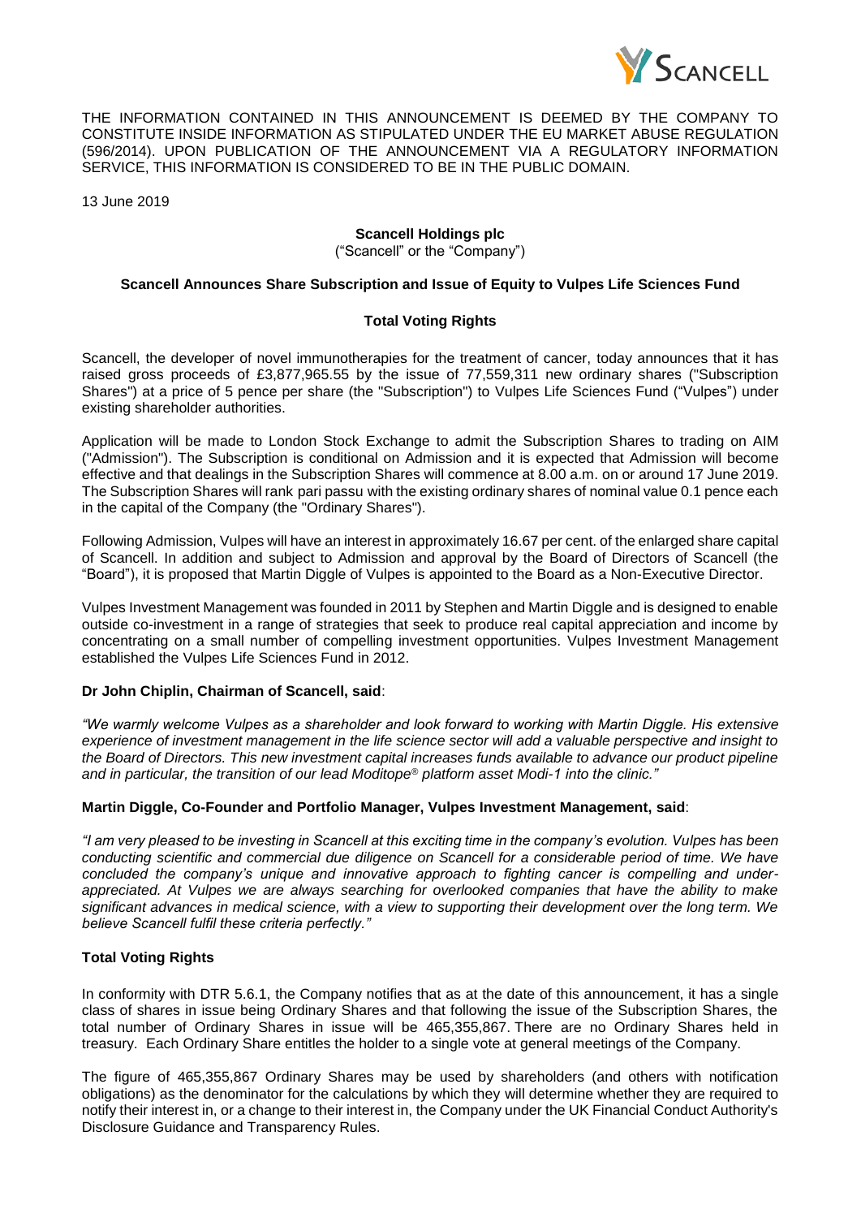THE INFORMATION CONTAINED IN THIS ANNOUNCEMENT IS DEEMED BY THE COMPANY TO CONSTITUTE INSIDE INFORMATION AS STIPULATED UNDER THE EU MARKET ABUSE REGULATION (596/2014). UPON PUBLICATION OF THE ANNOUNCEMENT VIA A REGULATORY INFORMATION SERVICE, THIS INFORMATION IS CONSIDERED TO BE IN THE PUBLIC DOMAIN.

13 June 2019

**Scancell Holdings plc**

("Scancell" or the "Company")

**Scancell Announces Share Subscription and Issue of Equity to Vulpes Life Sciences Fund**

**Total Voting Rights**

Scancell, the developer of novel immunotherapies for the treatment of cancer, today announces that it has raised gross proceeds of £3,877,965.55 by the issue of 77,559,311 new ordinary shares ("Subscription Shares") at a price of 5 pence per share (the "Subscription") to Vulpes Life Sciences Fund ("Vulpes") under existing shareholder authorities.

Application will be made to London Stock Exchange to admit the Subscription Shares to trading on AIM ("Admission"). The Subscription is conditional on Admission and it is expected that Admission will become effective and that dealings in the Subscription Shares will commence at 8.00 a.m. on or around 17 June 2019. The Subscription Shares will rank pari passu with the existing ordinary shares of nominal value 0.1 pence each in the capital of the Company (the "Ordinary Shares").

Following Admission, Vulpes will have an interest in approximately 16.67 per cent. of the enlarged share capital of Scancell. In addition and subject to Admission and approval by the Board of Directors of Scancell (the "Board"), it is proposed that Martin Diggle of Vulpes is appointed to the Board as a Non-Executive Director.

Vulpes Investment Management was founded in 2011 by Stephen and Martin Diggle and is designed to enable outside co-investment in a range of strategies that seek to produce real capital appreciation and income by concentrating on a small number of compelling investment opportunities. Vulpes Investment Management established the Vulpes Life Sciences Fund in 2012.

**Dr John Chiplin, Chairman of Scancell, said**:

*"We warmly welcome Vulpes as a shareholder and look forward to working with Martin Diggle. His extensive experience of investment management in the life science sector will add a valuable perspective and insight to the Board of Directors. This new investment capital increases funds available to advance our product pipeline and in particular, the transition of our lead Moditope® platform asset Modi-1 into the clinic."*

**Martin Diggle, Co-Founder and Portfolio Manager, Vulpes Investment Management, said**:

*"I am very pleased to be investing in Scancell at this exciting time in the company's evolution. Vulpes has been conducting scientific and commercial due diligence on Scancell for a considerable period of time. We have concluded the company's unique and innovative approach to fighting cancer is compelling and under-appreciated. At Vulpes we are always searching for overlooked companies that have the ability to make significant advances in medical science, with a view to supporting their development over the long term. We believe Scancell fulfil these criteria perfectly."*

**Total Voting Rights**

In conformity with DTR 5.6.1, the Company notifies that as at the date of this announcement, it has a single class of shares in issue being Ordinary Shares and that following the issue of the Subscription Shares, the total number of Ordinary Shares in issue will be 465,355,867. There are no Ordinary Shares held in treasury. Each Ordinary Share entitles the holder to a single vote at general meetings of the Company.

The figure of 465,355,867 Ordinary Shares may be used by shareholders (and others with notification obligations) as the denominator for the calculations by which they will determine whether they are required to notify their interest in, or a change to their interest in, the Company under the UK Financial Conduct Authority's Disclosure Guidance and Transparency Rules.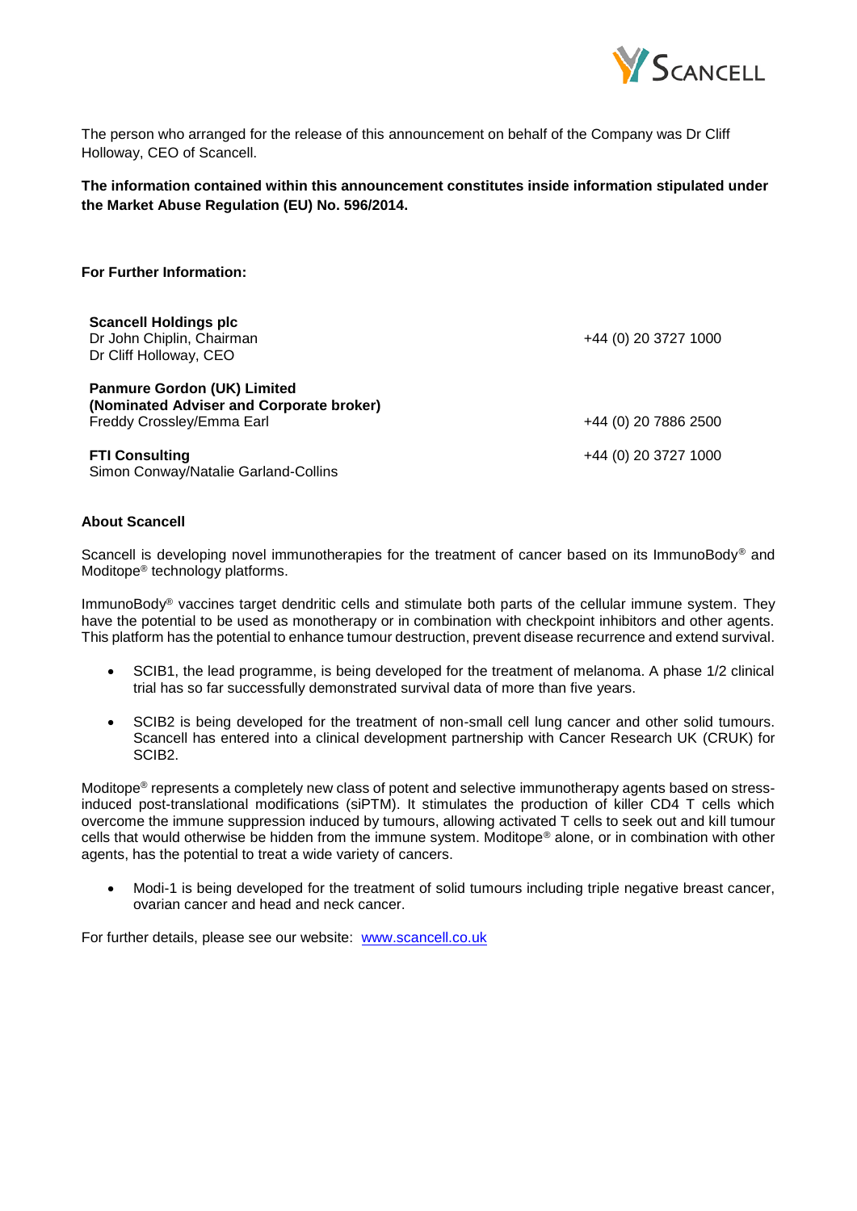The person who arranged for the release of this announcement on behalf of the Company was Dr Cliff Holloway, CEO of Scancell.

**The information contained within this announcement constitutes inside information stipulated under the Market Abuse Regulation (EU) No. 596/2014.**

**For Further Information:**

| | |
|---|---|
| **Scancell Holdings plc**<br>Dr John Chiplin, Chairman<br>Dr Cliff Holloway, CEO | +44 (0) 20 3727 1000 |
| **Panmure Gordon (UK) Limited**<br>**(Nominated Adviser and Corporate broker)**<br>Freddy Crossley/Emma Earl | +44 (0) 20 7886 2500 |
| **FTI Consulting**<br>Simon Conway/Natalie Garland-Collins | +44 (0) 20 3727 1000 |

**About Scancell**

Scancell is developing novel immunotherapies for the treatment of cancer based on its ImmunoBody® and Moditope® technology platforms.

ImmunoBody® vaccines target dendritic cells and stimulate both parts of the cellular immune system. They have the potential to be used as monotherapy or in combination with checkpoint inhibitors and other agents. This platform has the potential to enhance tumour destruction, prevent disease recurrence and extend survival.

- SCIB1, the lead programme, is being developed for the treatment of melanoma. A phase 1/2 clinical trial has so far successfully demonstrated survival data of more than five years.
- SCIB2 is being developed for the treatment of non-small cell lung cancer and other solid tumours. Scancell has entered into a clinical development partnership with Cancer Research UK (CRUK) for SCIB2.

Moditope® represents a completely new class of potent and selective immunotherapy agents based on stress-induced post-translational modifications (siPTM). It stimulates the production of killer CD4 T cells which overcome the immune suppression induced by tumours, allowing activated T cells to seek out and kill tumour cells that would otherwise be hidden from the immune system. Moditope® alone, or in combination with other agents, has the potential to treat a wide variety of cancers.

- Modi-1 is being developed for the treatment of solid tumours including triple negative breast cancer, ovarian cancer and head and neck cancer.

For further details, please see our website: [www.scancell.co.uk](http://www.scancell.co.uk)